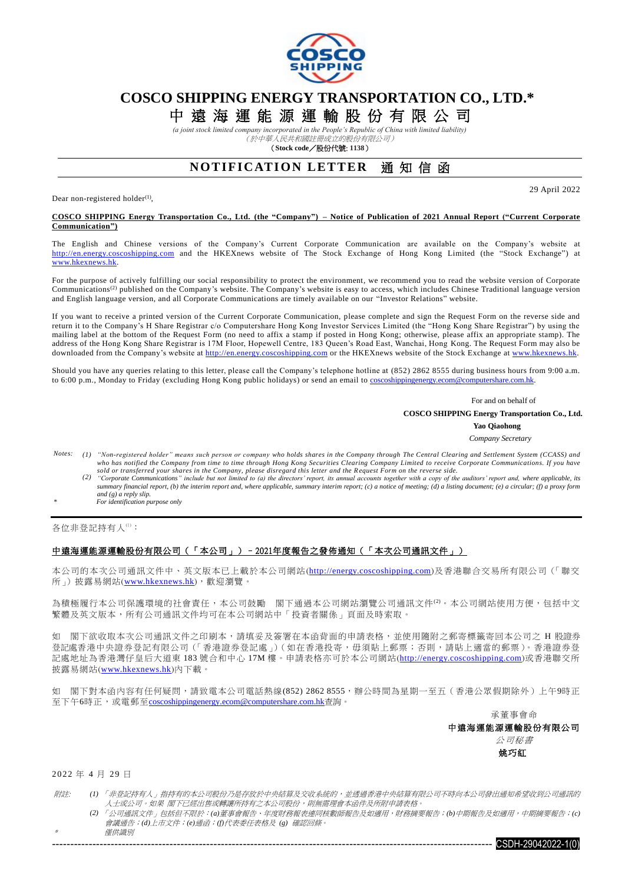# COSCO SHIPPING ENERGY TRANSPORTATION CO., LTD.*

# 中遠海運能源運輸股份有限公司

*(a joint stock limited company incorporated in the People's Republic of China with limited liability)*
*(於中華人民共和國註冊成立的股份有限公司)*
**(Stock code／股份代號: 1138)**

## NOTIFICATION LETTER 通知信函

29 April 2022

Dear non-registered holder[(1)],

**COSCO SHIPPING Energy Transportation Co., Ltd. (the "Company") – Notice of Publication of 2021 Annual Report ("Current Corporate Communication")**

The English and Chinese versions of the Company's Current Corporate Communication are available on the Company's website at http://en.energy.coscoshipping.com and the HKEXnews website of The Stock Exchange of Hong Kong Limited (the "Stock Exchange") at www.hkexnews.hk.

For the purpose of actively fulfilling our social responsibility to protect the environment, we recommend you to read the website version of Corporate Communications[(2)] published on the Company's website. The Company's website is easy to access, which includes Chinese Traditional language version and English language version, and all Corporate Communications are timely available on our "Investor Relations" website.

If you want to receive a printed version of the Current Corporate Communication, please complete and sign the Request Form on the reverse side and return it to the Company's H Share Registrar c/o Computershare Hong Kong Investor Services Limited (the "Hong Kong Share Registrar") by using the mailing label at the bottom of the Request Form (no need to affix a stamp if posted in Hong Kong; otherwise, please affix an appropriate stamp). The address of the Hong Kong Share Registrar is 17M Floor, Hopewell Centre, 183 Queen's Road East, Wanchai, Hong Kong. The Request Form may also be downloaded from the Company's website at http://en.energy.coscoshipping.com or the HKEXnews website of the Stock Exchange at www.hkexnews.hk.

Should you have any queries relating to this letter, please call the Company's telephone hotline at (852) 2862 8555 during business hours from 9:00 a.m. to 6:00 p.m., Monday to Friday (excluding Hong Kong public holidays) or send an email to coscoshippingenergy.ecom@computershare.com.hk.

For and on behalf of
**COSCO SHIPPING Energy Transportation Co., Ltd.**
**Yao Qiaohong**
*Company Secretary*

*Notes:*
*(1) "Non-registered holder" means such person or company who holds shares in the Company through The Central Clearing and Settlement System (CCASS) and who has notified the Company from time to time through Hong Kong Securities Clearing Company Limited to receive Corporate Communications. If you have sold or transferred your shares in the Company, please disregard this letter and the Request Form on the reverse side.*
*(2) "Corporate Communications" include but not limited to (a) the directors' report, its annual accounts together with a copy of the auditors' report and, where applicable, its summary financial report, (b) the interim report and, where applicable, summary interim report; (c) a notice of meeting; (d) a listing document; (e) a circular; (f) a proxy form and (g) a reply slip.*
*\* For identification purpose only*

---

各位非登記持有人[(1)]：

**中遠海運能源運輸股份有限公司（「本公司」）－2021年度報告之發佈通知（「本次公司通訊文件」）**

本公司的本次公司通訊文件中、英文版本已上載於本公司網站(http://energy.coscoshipping.com)及香港聯合交易所有限公司（「聯交所」）披露易網站(www.hkexnews.hk)，歡迎瀏覽。

為積極履行本公司保護環境的社會責任，本公司鼓勵　閣下通過本公司網站瀏覽公司通訊文件[(2)]。本公司網站使用方便，包括中文繁體及英文版本，所有公司通訊文件均可在本公司網站中「投資者關係」頁面及時索取。

如　閣下欲收取本次公司通訊文件之印刷本，請填妥及簽署在本函背面的申請表格，並使用隨附之郵寄標籤寄回本公司之 H 股證券登記處香港中央證券登記有限公司（「香港證券登記處」）（如在香港投寄，毋須貼上郵票；否則，請貼上適當的郵票）。香港證券登記處地址為香港灣仔皇后大道東 183 號合和中心 17M 樓。申請表格亦可於本公司網站(http://energy.coscoshipping.com)或香港聯交所披露易網站(www.hkexnews.hk)內下載。

如　閣下對本函內容有任何疑問，請致電本公司電話熱線(852) 2862 8555，辦公時間為星期一至五（香港公眾假期除外）上午9時正至下午6時正，或電郵至coscoshippingenergy.ecom@computershare.com.hk查詢。

承董事會命
**中遠海運能源運輸股份有限公司**
*公司秘書*
**姚巧紅**

2022 年 4 月 29 日

*附註:*
*(1) 「非登記持有人」指持有的本公司股份乃是存放於中央結算及交收系統的，並透過香港中央結算有限公司不時向本公司發出通知希望收到公司通訊的人士或公司。如果 閣下已經出售或轉讓所持有之本公司股份，則無需理會本函件及所附申請表格。*
*(2) 「公司通訊文件」包括但不限於：(a)董事會報告、年度財務報表連同核數師報告及如適用，財務摘要報告；(b)中期報告及如適用，中期摘要報告；(c)會議通告；(d)上市文件；(e)通函；(f)代表委任表格及 (g) 確認回條。*
*\* 僅供識別*

CSDH-29042022-1(0)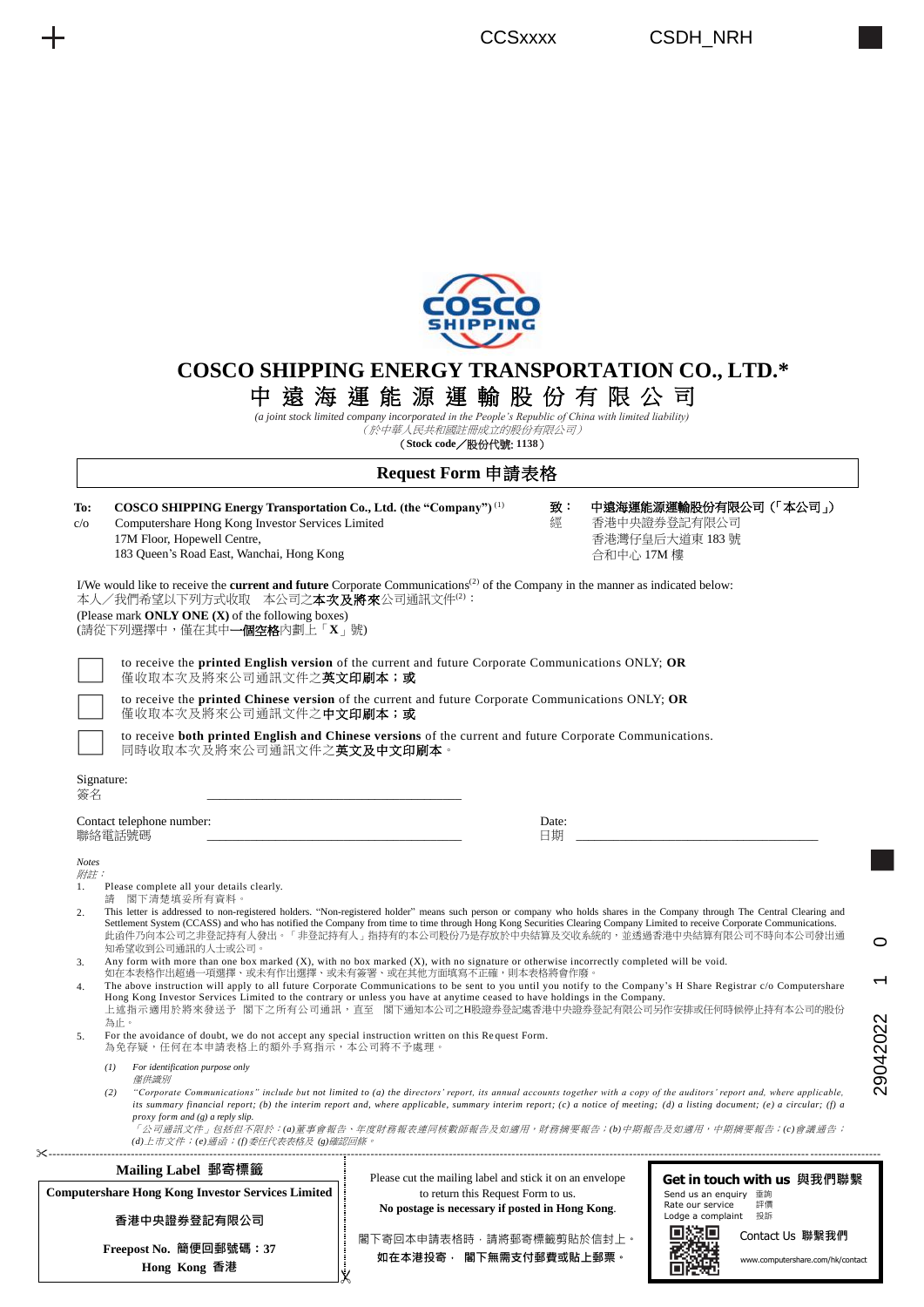# COSCO SHIPPING ENERGY TRANSPORTATION CO., LTD.*

# 中遠海運能源運輸股份有限公司

*(a joint stock limited company incorporated in the People's Republic of China with limited liability)*
*（於中華人民共和國註冊成立的股份有限公司）*
**(Stock code／股份代號: 1138)**

## Request Form 申請表格

**To:** **COSCO SHIPPING Energy Transportation Co., Ltd. (the "Company")** [1]
c/o Computershare Hong Kong Investor Services Limited
17M Floor, Hopewell Centre,
183 Queen's Road East, Wanchai, Hong Kong

**致：** **中遠海運能源運輸股份有限公司（「本公司」）**
經 香港中央證券登記有限公司
香港灣仔皇后大道東183號
合和中心17M樓

I/We would like to receive the **current and future** Corporate Communications[2] of the Company in the manner as indicated below:
本人／我們希望以下列方式收取　本公司之**本次及將來**公司通訊文件[(2)]：
(Please mark **ONLY ONE (X)** of the following boxes)
(請從下列選擇中，僅在其中**一個空格**內劃上「**X**」號)

☐ to receive the **printed English version** of the current and future Corporate Communications ONLY; **OR**
僅收取本次及將來公司通訊文件之**英文印刷本；或**

☐ to receive the **printed Chinese version** of the current and future Corporate Communications ONLY; **OR**
僅收取本次及將來公司通訊文件之**中文印刷本；或**

☐ to receive **both printed English and Chinese versions** of the current and future Corporate Communications.
同時收取本次及將來公司通訊文件之**英文及中文印刷本**。

Signature:
簽名 ______________________________

Contact telephone number:
聯絡電話號碼 ______________________________

Date:
日期 ______________________________

*Notes*
*附註：*

1. Please complete all your details clearly.
請　閣下清楚填妥所有資料。
2. This letter is addressed to non-registered holders. "Non-registered holder" means such person or company who holds shares in the Company through The Central Clearing and Settlement System (CCASS) and who has notified the Company from time to time through Hong Kong Securities Clearing Company Limited to receive Corporate Communications.
此函件乃向本公司之非登記持有人發出。「非登記持有人」指持有的本公司股份乃是存放於中央結算及交收系統的，並透過香港中央結算有限公司不時向本公司發出通知希望收到公司通訊的人士或公司。
3. Any form with more than one box marked (X), with no box marked (X), with no signature or otherwise incorrectly completed will be void.
如在本表格作出超過一項選擇、或未有作出選擇、或未有簽署、或在其他方面填寫不正確，則本表格將會作廢。
4. The above instruction will apply to all future Corporate Communications to be sent to you until you notify to the Company's H Share Registrar c/o Computershare Hong Kong Investor Services Limited to the contrary or unless you have at anytime ceased to have holdings in the Company.
上述指示適用於將來發送予　閣下之所有公司通訊，直至　閣下通知本公司之H股證券登記處香港中央證券登記有限公司另作安排或任何時候停止持有本公司的股份為止。
5. For the avoidance of doubt, we do not accept any special instruction written on this Request Form.
為免存疑，任何在本申請表格上的額外手寫指示，本公司將不予處理。

(1) *For identification purpose only*
*僅供識別*

(2) *"Corporate Communications" include but not limited to (a) the directors' report, its annual accounts together with a copy of the auditors' report and, where applicable, its summary financial report; (b) the interim report and, where applicable, summary interim report; (c) a notice of meeting; (d) a listing document; (e) a circular; (f) a proxy form and (g) a reply slip.*
*「公司通訊文件」包括但不限於：(a)董事會報告、年度財務報表連同核數師報告及如適用，財務摘要報告；(b)中期報告及如適用，中期摘要報告；(c)會議通告；(d)上市文件；(e)通函；(f)委任代表表格及 (g)確認回條。*

---

**Mailing Label 郵寄標籤**

**Computershare Hong Kong Investor Services Limited**
**香港中央證券登記有限公司**
**Freepost No. 簡便回郵號碼：37**
**Hong Kong 香港**

Please cut the mailing label and stick it on an envelope to return this Request Form to us.
**No postage is necessary if posted in Hong Kong.**
閣下寄回本申請表格時，請將郵寄標籤剪貼於信封上。
**如在本港投寄，　閣下無需支付郵費或貼上郵票。**

**Get in touch with us 與我們聯繫**
Send us an enquiry 垂詢
Rate our service 評價
Lodge a complaint 投訴
Contact Us 聯繫我們
www.computershare.com/hk/contact